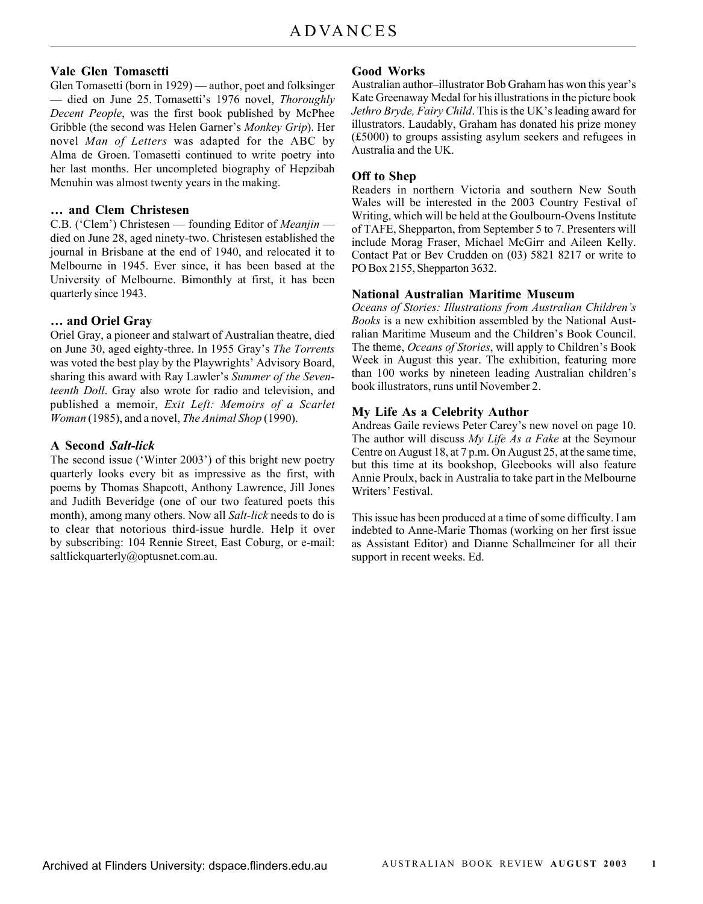# ADVANCES

## Vale Glen Tomasetti

Glen Tomasetti (born in 1929) — author, poet and folksinger — died on June 25. Tomasetti's 1976 novel, *Thoroughly Decent People*, was the first book published by McPhee Gribble (the second was Helen Garner's *Monkey Grip*). Her novel *Man of Letters* was adapted for the ABC by Alma de Groen. Tomasetti continued to write poetry into her last months. Her uncompleted biography of Hepzibah Menuhin was almost twenty years in the making.

## … and Clem Christesen

C.B. ('Clem') Christesen — founding Editor of *Meanjin* — died on June 28, aged ninety-two. Christesen established the journal in Brisbane at the end of 1940, and relocated it to Melbourne in 1945. Ever since, it has been based at the University of Melbourne. Bimonthly at first, it has been quarterly since 1943.

## … and Oriel Gray

Oriel Gray, a pioneer and stalwart of Australian theatre, died on June 30, aged eighty-three. In 1955 Gray's *The Torrents* was voted the best play by the Playwrights' Advisory Board, sharing this award with Ray Lawler's *Summer of the Seventeenth Doll*. Gray also wrote for radio and television, and published a memoir, *Exit Left: Memoirs of a Scarlet Woman* (1985), and a novel, *The Animal Shop* (1990).

## A Second *Salt-lick*

The second issue ('Winter 2003') of this bright new poetry quarterly looks every bit as impressive as the first, with poems by Thomas Shapcott, Anthony Lawrence, Jill Jones and Judith Beveridge (one of our two featured poets this month), among many others. Now all *Salt-lick* needs to do is to clear that notorious third-issue hurdle. Help it over by subscribing: 104 Rennie Street, East Coburg, or e-mail: saltlickquarterly@optusnet.com.au.

## Good Works

Australian author–illustrator Bob Graham has won this year's Kate Greenaway Medal for his illustrations in the picture book *Jethro Bryde, Fairy Child*. This is the UK's leading award for illustrators. Laudably, Graham has donated his prize money (£5000) to groups assisting asylum seekers and refugees in Australia and the UK.

## Off to Shep

Readers in northern Victoria and southern New South Wales will be interested in the 2003 Country Festival of Writing, which will be held at the Goulbourn-Ovens Institute of TAFE, Shepparton, from September 5 to 7. Presenters will include Morag Fraser, Michael McGirr and Aileen Kelly. Contact Pat or Bev Crudden on (03) 5821 8217 or write to PO Box 2155, Shepparton 3632.

## National Australian Maritime Museum

*Oceans of Stories: Illustrations from Australian Children's Books* is a new exhibition assembled by the National Australian Maritime Museum and the Children's Book Council. The theme, *Oceans of Stories*, will apply to Children's Book Week in August this year. The exhibition, featuring more than 100 works by nineteen leading Australian children's book illustrators, runs until November 2.

## My Life As a Celebrity Author

Andreas Gaile reviews Peter Carey's new novel on page 10. The author will discuss *My Life As a Fake* at the Seymour Centre on August 18, at 7 p.m. On August 25, at the same time, but this time at its bookshop, Gleebooks will also feature Annie Proulx, back in Australia to take part in the Melbourne Writers' Festival.

This issue has been produced at a time of some difficulty. I am indebted to Anne-Marie Thomas (working on her first issue as Assistant Editor) and Dianne Schallmeiner for all their support in recent weeks. Ed.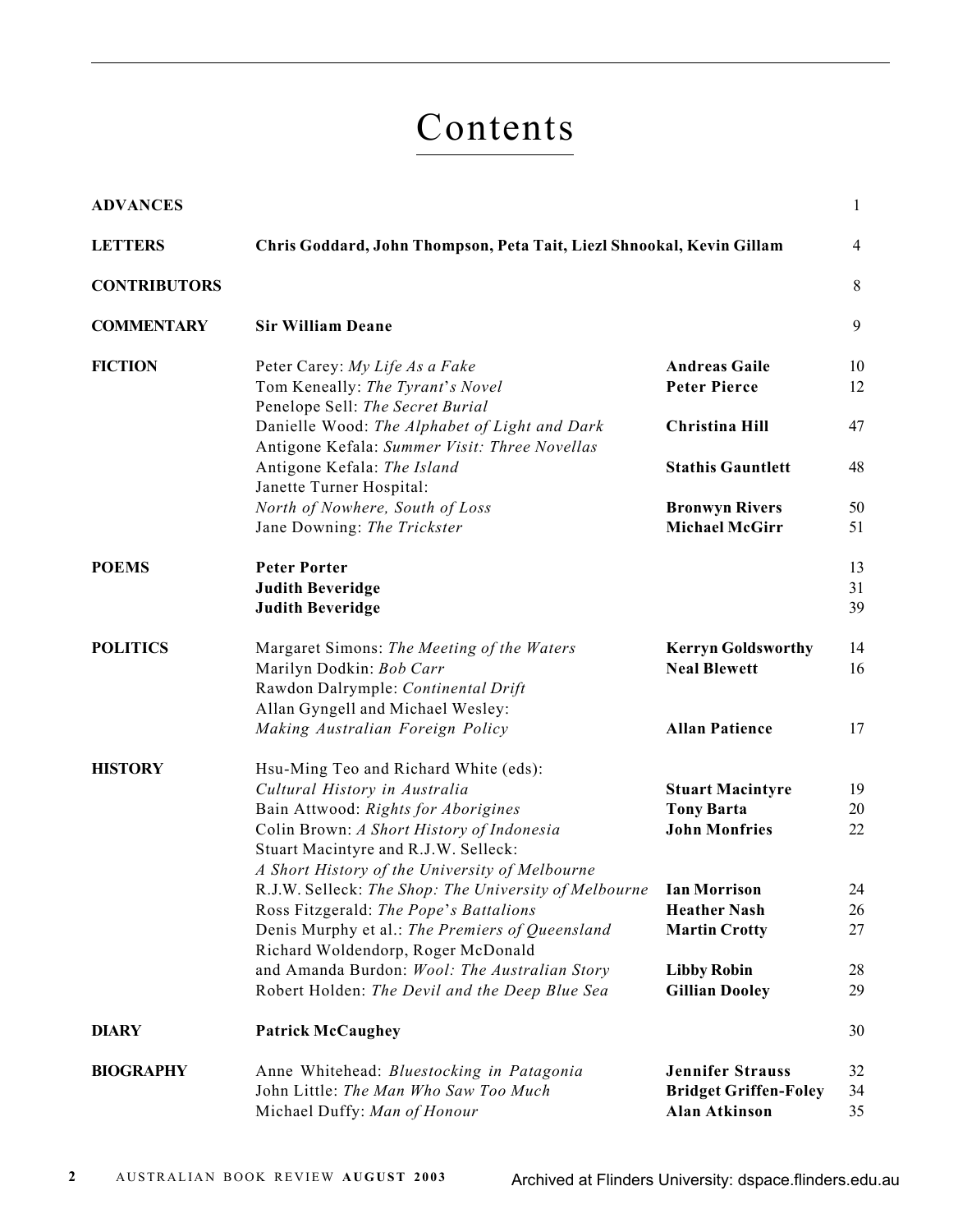# Contents

| Section | Item | Reviewer | Page |
|---|---|---|---|
| **ADVANCES** | | | 1 |
| **LETTERS** | **Chris Goddard, John Thompson, Peta Tait, Liezl Shnookal, Kevin Gillam** | | 4 |
| **CONTRIBUTORS** | | | 8 |
| **COMMENTARY** | **Sir William Deane** | | 9 |
| **FICTION** | Peter Carey: *My Life As a Fake* | **Andreas Gaile** | 10 |
| | Tom Keneally: *The Tyrant's Novel* | **Peter Pierce** | 12 |
| | Penelope Sell: *The Secret Burial* / Danielle Wood: *The Alphabet of Light and Dark* | **Christina Hill** | 47 |
| | Antigone Kefala: *Summer Visit: Three Novellas* / Antigone Kefala: *The Island* | **Stathis Gauntlett** | 48 |
| | Janette Turner Hospital: *North of Nowhere, South of Loss* | **Bronwyn Rivers** | 50 |
| | Jane Downing: *The Trickster* | **Michael McGirr** | 51 |
| **POEMS** | **Peter Porter** | | 13 |
| | **Judith Beveridge** | | 31 |
| | **Judith Beveridge** | | 39 |
| **POLITICS** | Margaret Simons: *The Meeting of the Waters* | **Kerryn Goldsworthy** | 14 |
| | Marilyn Dodkin: *Bob Carr* | **Neal Blewett** | 16 |
| | Rawdon Dalrymple: *Continental Drift* / Allan Gyngell and Michael Wesley: *Making Australian Foreign Policy* | **Allan Patience** | 17 |
| **HISTORY** | Hsu-Ming Teo and Richard White (eds): *Cultural History in Australia* | **Stuart Macintyre** | 19 |
| | Bain Attwood: *Rights for Aborigines* | **Tony Barta** | 20 |
| | Colin Brown: *A Short History of Indonesia* | **John Monfries** | 22 |
| | Stuart Macintyre and R.J.W. Selleck: *A Short History of the University of Melbourne* / R.J.W. Selleck: *The Shop: The University of Melbourne* | **Ian Morrison** | 24 |
| | Ross Fitzgerald: *The Pope's Battalions* | **Heather Nash** | 26 |
| | Denis Murphy et al.: *The Premiers of Queensland* | **Martin Crotty** | 27 |
| | Richard Woldendorp, Roger McDonald and Amanda Burdon: *Wool: The Australian Story* | **Libby Robin** | 28 |
| | Robert Holden: *The Devil and the Deep Blue Sea* | **Gillian Dooley** | 29 |
| **DIARY** | **Patrick McCaughey** | | 30 |
| **BIOGRAPHY** | Anne Whitehead: *Bluestocking in Patagonia* | **Jennifer Strauss** | 32 |
| | John Little: *The Man Who Saw Too Much* | **Bridget Griffen-Foley** | 34 |
| | Michael Duffy: *Man of Honour* | **Alan Atkinson** | 35 |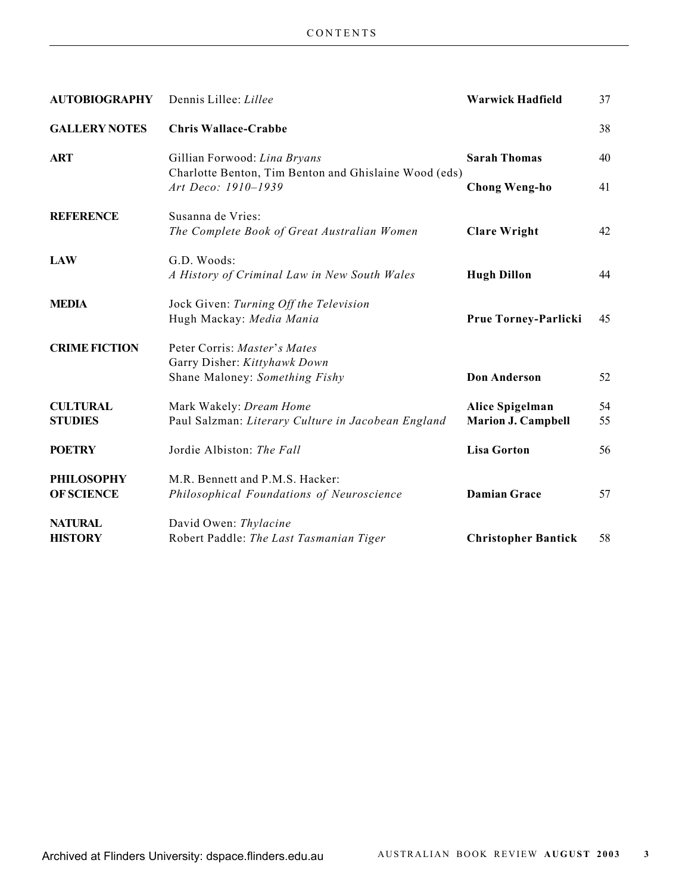## CONTENTS

| | | | |
|---|---|---|---|
| **AUTOBIOGRAPHY** | Dennis Lillee: *Lillee* | **Warwick Hadfield** | 37 |
| **GALLERY NOTES** | **Chris Wallace-Crabbe** | | 38 |
| **ART** | Gillian Forwood: *Lina Bryans* | **Sarah Thomas** | 40 |
| | Charlotte Benton, Tim Benton and Ghislaine Wood (eds) *Art Deco: 1910–1939* | **Chong Weng-ho** | 41 |
| **REFERENCE** | Susanna de Vries: *The Complete Book of Great Australian Women* | **Clare Wright** | 42 |
| **LAW** | G.D. Woods: *A History of Criminal Law in New South Wales* | **Hugh Dillon** | 44 |
| **MEDIA** | Jock Given: *Turning Off the Television*<br>Hugh Mackay: *Media Mania* | **Prue Torney-Parlicki** | 45 |
| **CRIME FICTION** | Peter Corris: *Master's Mates*<br>Garry Disher: *Kittyhawk Down*<br>Shane Maloney: *Something Fishy* | **Don Anderson** | 52 |
| **CULTURAL STUDIES** | Mark Wakely: *Dream Home* | **Alice Spigelman** | 54 |
| | Paul Salzman: *Literary Culture in Jacobean England* | **Marion J. Campbell** | 55 |
| **POETRY** | Jordie Albiston: *The Fall* | **Lisa Gorton** | 56 |
| **PHILOSOPHY OF SCIENCE** | M.R. Bennett and P.M.S. Hacker: *Philosophical Foundations of Neuroscience* | **Damian Grace** | 57 |
| **NATURAL HISTORY** | David Owen: *Thylacine*<br>Robert Paddle: *The Last Tasmanian Tiger* | **Christopher Bantick** | 58 |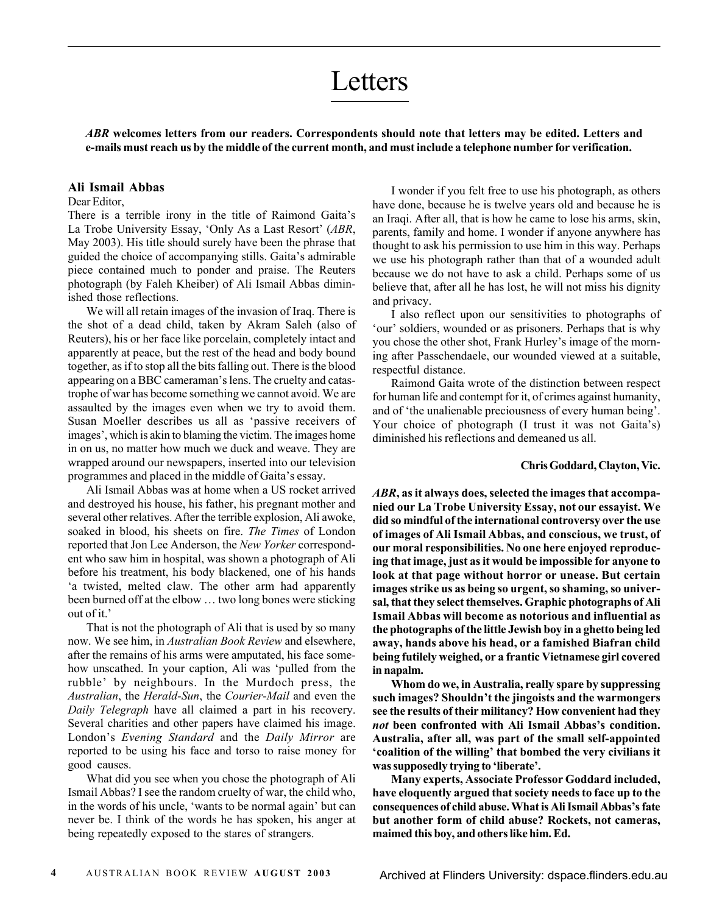# Letters

***ABR* welcomes letters from our readers. Correspondents should note that letters may be edited. Letters and e-mails must reach us by the middle of the current month, and must include a telephone number for verification.**

### Ali Ismail Abbas

Dear Editor,

There is a terrible irony in the title of Raimond Gaita's La Trobe University Essay, 'Only As a Last Resort' (*ABR*, May 2003). His title should surely have been the phrase that guided the choice of accompanying stills. Gaita's admirable piece contained much to ponder and praise. The Reuters photograph (by Faleh Kheiber) of Ali Ismail Abbas diminished those reflections.

We will all retain images of the invasion of Iraq. There is the shot of a dead child, taken by Akram Saleh (also of Reuters), his or her face like porcelain, completely intact and apparently at peace, but the rest of the head and body bound together, as if to stop all the bits falling out. There is the blood appearing on a BBC cameraman's lens. The cruelty and catastrophe of war has become something we cannot avoid. We are assaulted by the images even when we try to avoid them. Susan Moeller describes us all as 'passive receivers of images', which is akin to blaming the victim. The images home in on us, no matter how much we duck and weave. They are wrapped around our newspapers, inserted into our television programmes and placed in the middle of Gaita's essay.

Ali Ismail Abbas was at home when a US rocket arrived and destroyed his house, his father, his pregnant mother and several other relatives. After the terrible explosion, Ali awoke, soaked in blood, his sheets on fire. *The Times* of London reported that Jon Lee Anderson, the *New Yorker* correspondent who saw him in hospital, was shown a photograph of Ali before his treatment, his body blackened, one of his hands 'a twisted, melted claw. The other arm had apparently been burned off at the elbow … two long bones were sticking out of it.'

That is not the photograph of Ali that is used by so many now. We see him, in *Australian Book Review* and elsewhere, after the remains of his arms were amputated, his face somehow unscathed. In your caption, Ali was 'pulled from the rubble' by neighbours. In the Murdoch press, the *Australian*, the *Herald-Sun*, the *Courier-Mail* and even the *Daily Telegraph* have all claimed a part in his recovery. Several charities and other papers have claimed his image. London's *Evening Standard* and the *Daily Mirror* are reported to be using his face and torso to raise money for good causes.

What did you see when you chose the photograph of Ali Ismail Abbas? I see the random cruelty of war, the child who, in the words of his uncle, 'wants to be normal again' but can never be. I think of the words he has spoken, his anger at being repeatedly exposed to the stares of strangers.

I wonder if you felt free to use his photograph, as others have done, because he is twelve years old and because he is an Iraqi. After all, that is how he came to lose his arms, skin, parents, family and home. I wonder if anyone anywhere has thought to ask his permission to use him in this way. Perhaps we use his photograph rather than that of a wounded adult because we do not have to ask a child. Perhaps some of us believe that, after all he has lost, he will not miss his dignity and privacy.

I also reflect upon our sensitivities to photographs of 'our' soldiers, wounded or as prisoners. Perhaps that is why you chose the other shot, Frank Hurley's image of the morning after Passchendaele, our wounded viewed at a suitable, respectful distance.

Raimond Gaita wrote of the distinction between respect for human life and contempt for it, of crimes against humanity, and of 'the unalienable preciousness of every human being'. Your choice of photograph (I trust it was not Gaita's) diminished his reflections and demeaned us all.

**Chris Goddard, Clayton, Vic.**

***ABR*, as it always does, selected the images that accompanied our La Trobe University Essay, not our essayist. We did so mindful of the international controversy over the use of images of Ali Ismail Abbas, and conscious, we trust, of our moral responsibilities. No one here enjoyed reproducing that image, just as it would be impossible for anyone to look at that page without horror or unease. But certain images strike us as being so urgent, so shaming, so universal, that they select themselves. Graphic photographs of Ali Ismail Abbas will become as notorious and influential as the photographs of the little Jewish boy in a ghetto being led away, hands above his head, or a famished Biafran child being futilely weighed, or a frantic Vietnamese girl covered in napalm.**

**Whom do we, in Australia, really spare by suppressing such images? Shouldn't the jingoists and the warmongers see the results of their militancy? How convenient had they *not* been confronted with Ali Ismail Abbas's condition. Australia, after all, was part of the small self-appointed 'coalition of the willing' that bombed the very civilians it was supposedly trying to 'liberate'.**

**Many experts, Associate Professor Goddard included, have eloquently argued that society needs to face up to the consequences of child abuse. What is Ali Ismail Abbas's fate but another form of child abuse? Rockets, not cameras, maimed this boy, and others like him. Ed.**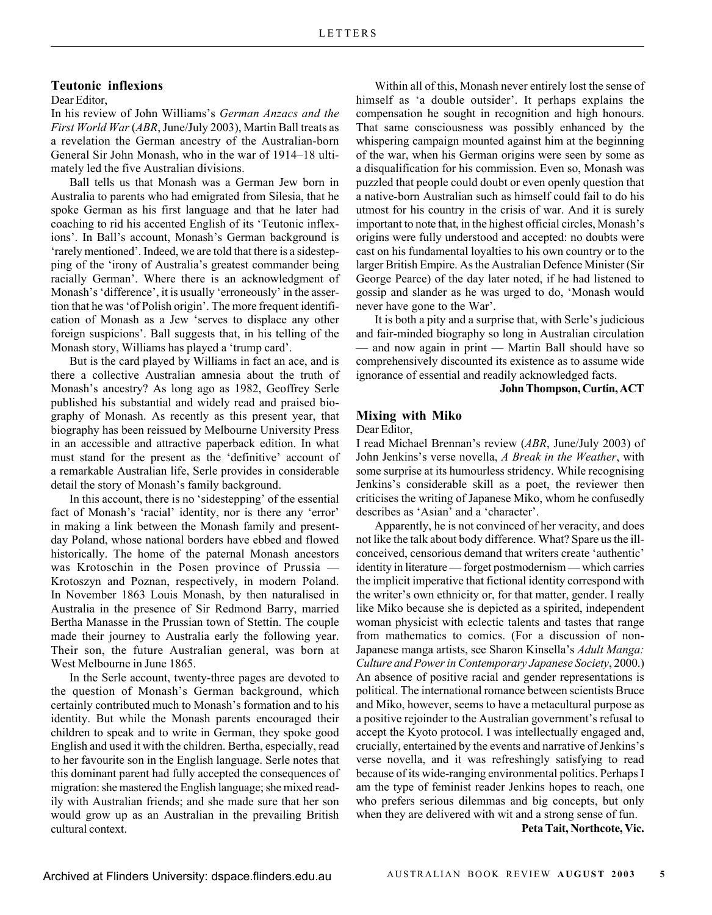## Teutonic inflexions

Dear Editor,

In his review of John Williams's *German Anzacs and the First World War* (*ABR*, June/July 2003), Martin Ball treats as a revelation the German ancestry of the Australian-born General Sir John Monash, who in the war of 1914–18 ultimately led the five Australian divisions.

Ball tells us that Monash was a German Jew born in Australia to parents who had emigrated from Silesia, that he spoke German as his first language and that he later had coaching to rid his accented English of its 'Teutonic inflexions'. In Ball's account, Monash's German background is 'rarely mentioned'. Indeed, we are told that there is a sidestepping of the 'irony of Australia's greatest commander being racially German'. Where there is an acknowledgment of Monash's 'difference', it is usually 'erroneously' in the assertion that he was 'of Polish origin'. The more frequent identification of Monash as a Jew 'serves to displace any other foreign suspicions'. Ball suggests that, in his telling of the Monash story, Williams has played a 'trump card'.

But is the card played by Williams in fact an ace, and is there a collective Australian amnesia about the truth of Monash's ancestry? As long ago as 1982, Geoffrey Serle published his substantial and widely read and praised biography of Monash. As recently as this present year, that biography has been reissued by Melbourne University Press in an accessible and attractive paperback edition. In what must stand for the present as the 'definitive' account of a remarkable Australian life, Serle provides in considerable detail the story of Monash's family background.

In this account, there is no 'sidestepping' of the essential fact of Monash's 'racial' identity, nor is there any 'error' in making a link between the Monash family and present-day Poland, whose national borders have ebbed and flowed historically. The home of the paternal Monash ancestors was Krotoschin in the Posen province of Prussia — Krotoszyn and Poznan, respectively, in modern Poland. In November 1863 Louis Monash, by then naturalised in Australia in the presence of Sir Redmond Barry, married Bertha Manasse in the Prussian town of Stettin. The couple made their journey to Australia early the following year. Their son, the future Australian general, was born at West Melbourne in June 1865.

In the Serle account, twenty-three pages are devoted to the question of Monash's German background, which certainly contributed much to Monash's formation and to his identity. But while the Monash parents encouraged their children to speak and to write in German, they spoke good English and used it with the children. Bertha, especially, read to her favourite son in the English language. Serle notes that this dominant parent had fully accepted the consequences of migration: she mastered the English language; she mixed readily with Australian friends; and she made sure that her son would grow up as an Australian in the prevailing British cultural context.

Within all of this, Monash never entirely lost the sense of himself as 'a double outsider'. It perhaps explains the compensation he sought in recognition and high honours. That same consciousness was possibly enhanced by the whispering campaign mounted against him at the beginning of the war, when his German origins were seen by some as a disqualification for his commission. Even so, Monash was puzzled that people could doubt or even openly question that a native-born Australian such as himself could fail to do his utmost for his country in the crisis of war. And it is surely important to note that, in the highest official circles, Monash's origins were fully understood and accepted: no doubts were cast on his fundamental loyalties to his own country or to the larger British Empire. As the Australian Defence Minister (Sir George Pearce) of the day later noted, if he had listened to gossip and slander as he was urged to do, 'Monash would never have gone to the War'.

It is both a pity and a surprise that, with Serle's judicious and fair-minded biography so long in Australian circulation — and now again in print — Martin Ball should have so comprehensively discounted its existence as to assume wide ignorance of essential and readily acknowledged facts.

**John Thompson, Curtin, ACT**

## Mixing with Miko

Dear Editor,

I read Michael Brennan's review (*ABR*, June/July 2003) of John Jenkins's verse novella, *A Break in the Weather*, with some surprise at its humourless stridency. While recognising Jenkins's considerable skill as a poet, the reviewer then criticises the writing of Japanese Miko, whom he confusedly describes as 'Asian' and a 'character'.

Apparently, he is not convinced of her veracity, and does not like the talk about body difference. What? Spare us the ill-conceived, censorious demand that writers create 'authentic' identity in literature — forget postmodernism — which carries the implicit imperative that fictional identity correspond with the writer's own ethnicity or, for that matter, gender. I really like Miko because she is depicted as a spirited, independent woman physicist with eclectic talents and tastes that range from mathematics to comics. (For a discussion of non-Japanese manga artists, see Sharon Kinsella's *Adult Manga: Culture and Power in Contemporary Japanese Society*, 2000.) An absence of positive racial and gender representations is political. The international romance between scientists Bruce and Miko, however, seems to have a metacultural purpose as a positive rejoinder to the Australian government's refusal to accept the Kyoto protocol. I was intellectually engaged and, crucially, entertained by the events and narrative of Jenkins's verse novella, and it was refreshingly satisfying to read because of its wide-ranging environmental politics. Perhaps I am the type of feminist reader Jenkins hopes to reach, one who prefers serious dilemmas and big concepts, but only when they are delivered with wit and a strong sense of fun.

**Peta Tait, Northcote, Vic.**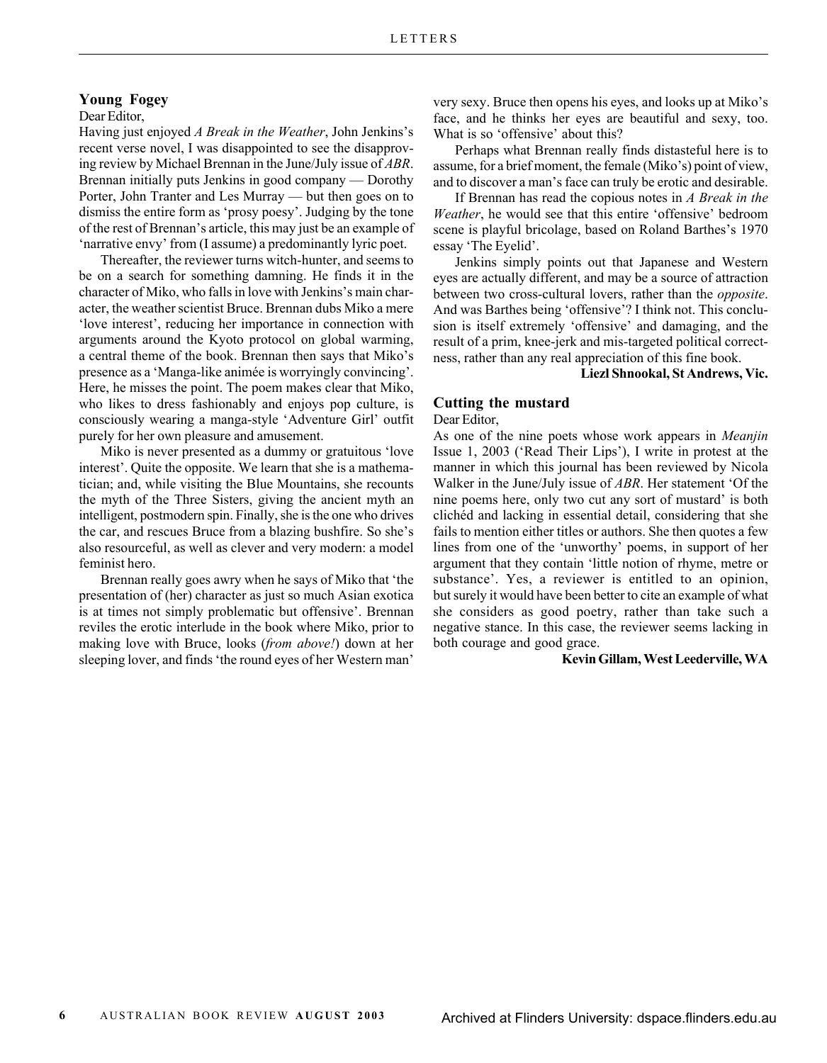## Young Fogey

Dear Editor,

Having just enjoyed *A Break in the Weather*, John Jenkins's recent verse novel, I was disappointed to see the disapproving review by Michael Brennan in the June/July issue of *ABR*. Brennan initially puts Jenkins in good company — Dorothy Porter, John Tranter and Les Murray — but then goes on to dismiss the entire form as 'prosy poesy'. Judging by the tone of the rest of Brennan's article, this may just be an example of 'narrative envy' from (I assume) a predominantly lyric poet.

Thereafter, the reviewer turns witch-hunter, and seems to be on a search for something damning. He finds it in the character of Miko, who falls in love with Jenkins's main character, the weather scientist Bruce. Brennan dubs Miko a mere 'love interest', reducing her importance in connection with arguments around the Kyoto protocol on global warming, a central theme of the book. Brennan then says that Miko's presence as a 'Manga-like animée is worryingly convincing'. Here, he misses the point. The poem makes clear that Miko, who likes to dress fashionably and enjoys pop culture, is consciously wearing a manga-style 'Adventure Girl' outfit purely for her own pleasure and amusement.

Miko is never presented as a dummy or gratuitous 'love interest'. Quite the opposite. We learn that she is a mathematician; and, while visiting the Blue Mountains, she recounts the myth of the Three Sisters, giving the ancient myth an intelligent, postmodern spin. Finally, she is the one who drives the car, and rescues Bruce from a blazing bushfire. So she's also resourceful, as well as clever and very modern: a model feminist hero.

Brennan really goes awry when he says of Miko that 'the presentation of (her) character as just so much Asian exotica is at times not simply problematic but offensive'. Brennan reviles the erotic interlude in the book where Miko, prior to making love with Bruce, looks (*from above!*) down at her sleeping lover, and finds 'the round eyes of her Western man' very sexy. Bruce then opens his eyes, and looks up at Miko's face, and he thinks her eyes are beautiful and sexy, too. What is so 'offensive' about this?

Perhaps what Brennan really finds distasteful here is to assume, for a brief moment, the female (Miko's) point of view, and to discover a man's face can truly be erotic and desirable.

If Brennan has read the copious notes in *A Break in the Weather*, he would see that this entire 'offensive' bedroom scene is playful bricolage, based on Roland Barthes's 1970 essay 'The Eyelid'.

Jenkins simply points out that Japanese and Western eyes are actually different, and may be a source of attraction between two cross-cultural lovers, rather than the *opposite*. And was Barthes being 'offensive'? I think not. This conclusion is itself extremely 'offensive' and damaging, and the result of a prim, knee-jerk and mis-targeted political correctness, rather than any real appreciation of this fine book.

**Liezl Shnookal, St Andrews, Vic.**

## Cutting the mustard

Dear Editor,

As one of the nine poets whose work appears in *Meanjin* Issue 1, 2003 ('Read Their Lips'), I write in protest at the manner in which this journal has been reviewed by Nicola Walker in the June/July issue of *ABR*. Her statement 'Of the nine poems here, only two cut any sort of mustard' is both clichéd and lacking in essential detail, considering that she fails to mention either titles or authors. She then quotes a few lines from one of the 'unworthy' poems, in support of her argument that they contain 'little notion of rhyme, metre or substance'. Yes, a reviewer is entitled to an opinion, but surely it would have been better to cite an example of what she considers as good poetry, rather than take such a negative stance. In this case, the reviewer seems lacking in both courage and good grace.

**Kevin Gillam, West Leederville, WA**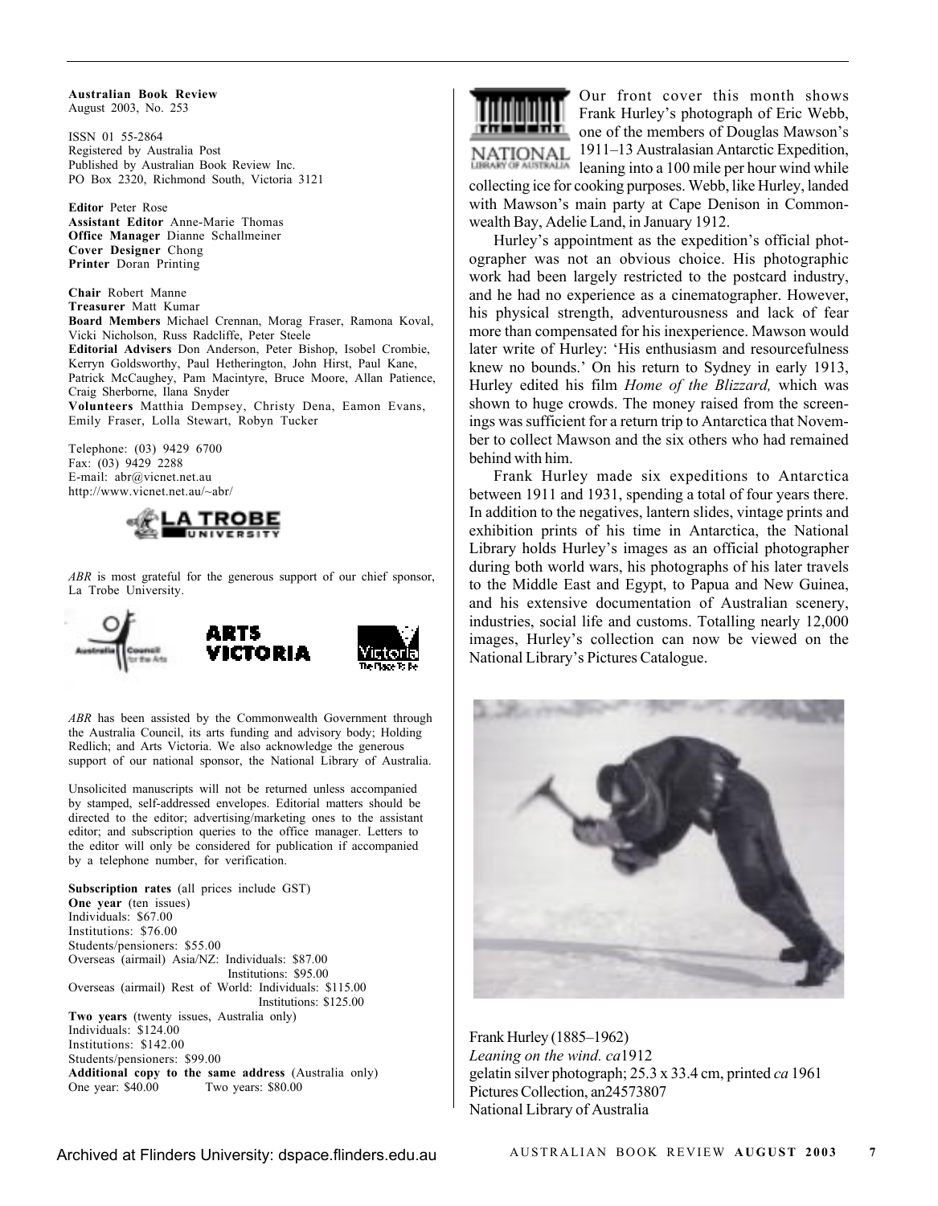**Australian Book Review**
August 2003, No. 253

ISSN 01 55-2864
Registered by Australia Post
Published by Australian Book Review Inc.
PO Box 2320, Richmond South, Victoria 3121

**Editor** Peter Rose
**Assistant Editor** Anne-Marie Thomas
**Office Manager** Dianne Schallmeiner
**Cover Designer** Chong
**Printer** Doran Printing

**Chair** Robert Manne
**Treasurer** Matt Kumar
**Board Members** Michael Crennan, Morag Fraser, Ramona Koval, Vicki Nicholson, Russ Radcliffe, Peter Steele
**Editorial Advisers** Don Anderson, Peter Bishop, Isobel Crombie, Kerryn Goldsworthy, Paul Hetherington, John Hirst, Paul Kane, Patrick McCaughey, Pam Macintyre, Bruce Moore, Allan Patience, Craig Sherborne, Ilana Snyder
**Volunteers** Matthia Dempsey, Christy Dena, Eamon Evans, Emily Fraser, Lolla Stewart, Robyn Tucker

Telephone: (03) 9429 6700
Fax: (03) 9429 2288
E-mail: abr@vicnet.net.au
http://www.vicnet.net.au/~abr/

*ABR* is most grateful for the generous support of our chief sponsor, La Trobe University.

*ABR* has been assisted by the Commonwealth Government through the Australia Council, its arts funding and advisory body; Holding Redlich; and Arts Victoria. We also acknowledge the generous support of our national sponsor, the National Library of Australia.

Unsolicited manuscripts will not be returned unless accompanied by stamped, self-addressed envelopes. Editorial matters should be directed to the editor; advertising/marketing ones to the assistant editor; and subscription queries to the office manager. Letters to the editor will only be considered for publication if accompanied by a telephone number, for verification.

**Subscription rates** (all prices include GST)
**One year** (ten issues)
Individuals: $67.00
Institutions: $76.00
Students/pensioners: $55.00
Overseas (airmail) Asia/NZ: Individuals: $87.00
Institutions: $95.00
Overseas (airmail) Rest of World: Individuals: $115.00
Institutions: $125.00
**Two years** (twenty issues, Australia only)
Individuals: $124.00
Institutions: $142.00
Students/pensioners: $99.00
**Additional copy to the same address** (Australia only)
One year: $40.00 Two years: $80.00

Our front cover this month shows Frank Hurley's photograph of Eric Webb, one of the members of Douglas Mawson's 1911–13 Australasian Antarctic Expedition, leaning into a 100 mile per hour wind while collecting ice for cooking purposes. Webb, like Hurley, landed with Mawson's main party at Cape Denison in Commonwealth Bay, Adelie Land, in January 1912.

Hurley's appointment as the expedition's official photographer was not an obvious choice. His photographic work had been largely restricted to the postcard industry, and he had no experience as a cinematographer. However, his physical strength, adventurousness and lack of fear more than compensated for his inexperience. Mawson would later write of Hurley: 'His enthusiasm and resourcefulness knew no bounds.' On his return to Sydney in early 1913, Hurley edited his film *Home of the Blizzard,* which was shown to huge crowds. The money raised from the screenings was sufficient for a return trip to Antarctica that November to collect Mawson and the six others who had remained behind with him.

Frank Hurley made six expeditions to Antarctica between 1911 and 1931, spending a total of four years there. In addition to the negatives, lantern slides, vintage prints and exhibition prints of his time in Antarctica, the National Library holds Hurley's images as an official photographer during both world wars, his photographs of his later travels to the Middle East and Egypt, to Papua and New Guinea, and his extensive documentation of Australian scenery, industries, social life and customs. Totalling nearly 12,000 images, Hurley's collection can now be viewed on the National Library's Pictures Catalogue.

Frank Hurley (1885–1962)
*Leaning on the wind. ca*1912
gelatin silver photograph; 25.3 x 33.4 cm, printed *ca* 1961
Pictures Collection, an24573807
National Library of Australia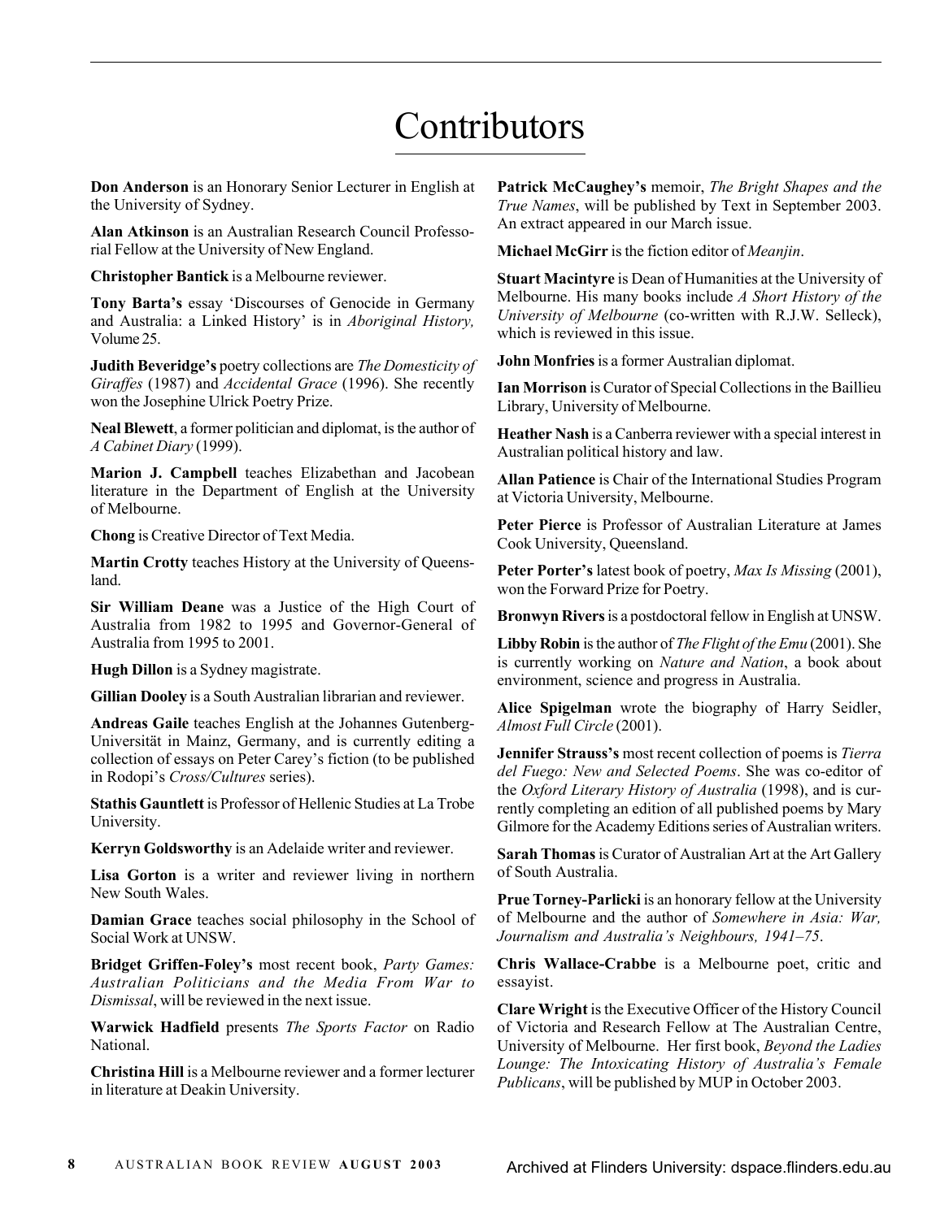# Contributors

**Don Anderson** is an Honorary Senior Lecturer in English at the University of Sydney.

**Alan Atkinson** is an Australian Research Council Professorial Fellow at the University of New England.

**Christopher Bantick** is a Melbourne reviewer.

**Tony Barta's** essay 'Discourses of Genocide in Germany and Australia: a Linked History' is in *Aboriginal History,* Volume 25.

**Judith Beveridge's** poetry collections are *The Domesticity of Giraffes* (1987) and *Accidental Grace* (1996). She recently won the Josephine Ulrick Poetry Prize.

**Neal Blewett**, a former politician and diplomat, is the author of *A Cabinet Diary* (1999).

**Marion J. Campbell** teaches Elizabethan and Jacobean literature in the Department of English at the University of Melbourne.

**Chong** is Creative Director of Text Media.

**Martin Crotty** teaches History at the University of Queensland.

**Sir William Deane** was a Justice of the High Court of Australia from 1982 to 1995 and Governor-General of Australia from 1995 to 2001.

**Hugh Dillon** is a Sydney magistrate.

**Gillian Dooley** is a South Australian librarian and reviewer.

**Andreas Gaile** teaches English at the Johannes Gutenberg-Universität in Mainz, Germany, and is currently editing a collection of essays on Peter Carey's fiction (to be published in Rodopi's *Cross/Cultures* series).

**Stathis Gauntlett** is Professor of Hellenic Studies at La Trobe University.

**Kerryn Goldsworthy** is an Adelaide writer and reviewer.

**Lisa Gorton** is a writer and reviewer living in northern New South Wales.

**Damian Grace** teaches social philosophy in the School of Social Work at UNSW.

**Bridget Griffen-Foley's** most recent book, *Party Games: Australian Politicians and the Media From War to Dismissal*, will be reviewed in the next issue.

**Warwick Hadfield** presents *The Sports Factor* on Radio National.

**Christina Hill** is a Melbourne reviewer and a former lecturer in literature at Deakin University.

**Patrick McCaughey's** memoir, *The Bright Shapes and the True Names*, will be published by Text in September 2003. An extract appeared in our March issue.

**Michael McGirr** is the fiction editor of *Meanjin*.

**Stuart Macintyre** is Dean of Humanities at the University of Melbourne. His many books include *A Short History of the University of Melbourne* (co-written with R.J.W. Selleck), which is reviewed in this issue.

**John Monfries** is a former Australian diplomat.

**Ian Morrison** is Curator of Special Collections in the Baillieu Library, University of Melbourne.

**Heather Nash** is a Canberra reviewer with a special interest in Australian political history and law.

**Allan Patience** is Chair of the International Studies Program at Victoria University, Melbourne.

**Peter Pierce** is Professor of Australian Literature at James Cook University, Queensland.

**Peter Porter's** latest book of poetry, *Max Is Missing* (2001), won the Forward Prize for Poetry.

**Bronwyn Rivers** is a postdoctoral fellow in English at UNSW.

**Libby Robin** is the author of *The Flight of the Emu* (2001). She is currently working on *Nature and Nation*, a book about environment, science and progress in Australia.

**Alice Spigelman** wrote the biography of Harry Seidler, *Almost Full Circle* (2001).

**Jennifer Strauss's** most recent collection of poems is *Tierra del Fuego: New and Selected Poems*. She was co-editor of the *Oxford Literary History of Australia* (1998), and is currently completing an edition of all published poems by Mary Gilmore for the Academy Editions series of Australian writers.

**Sarah Thomas** is Curator of Australian Art at the Art Gallery of South Australia.

**Prue Torney-Parlicki** is an honorary fellow at the University of Melbourne and the author of *Somewhere in Asia: War, Journalism and Australia's Neighbours, 1941–75*.

**Chris Wallace-Crabbe** is a Melbourne poet, critic and essayist.

**Clare Wright** is the Executive Officer of the History Council of Victoria and Research Fellow at The Australian Centre, University of Melbourne. Her first book, *Beyond the Ladies Lounge: The Intoxicating History of Australia's Female Publicans*, will be published by MUP in October 2003.

Archived at Flinders University: dspace.flinders.edu.au